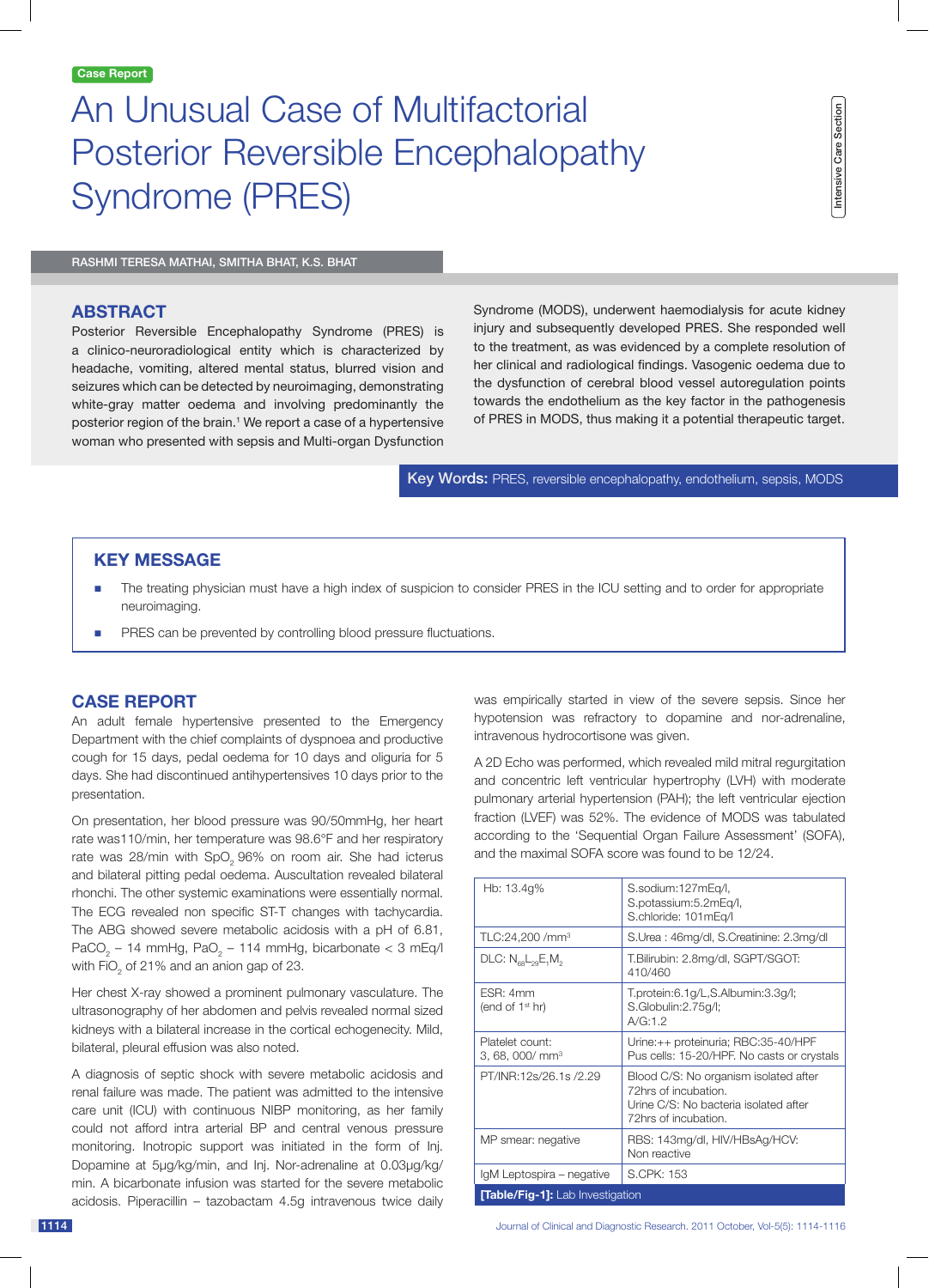Case Report

# An Unusual Case of Multifactorial Posterior Reversible Encephalopathy Syndrome (PRES)

Intensive Care Section

RASHMI TERESA MATHAI, SMITHA BHAT, K.S. BHAT

## ABSTRACT

Posterior Reversible Encephalopathy Syndrome (PRES) is a clinico-neuroradiological entity which is characterized by headache, vomiting, altered mental status, blurred vision and seizures which can be detected by neuroimaging, demonstrating white-gray matter oedema and involving predominantly the posterior region of the brain.[1] We report a case of a hypertensive woman who presented with sepsis and Multi-organ Dysfunction Syndrome (MODS), underwent haemodialysis for acute kidney injury and subsequently developed PRES. She responded well to the treatment, as was evidenced by a complete resolution of her clinical and radiological findings. Vasogenic oedema due to the dysfunction of cerebral blood vessel autoregulation points towards the endothelium as the key factor in the pathogenesis of PRES in MODS, thus making it a potential therapeutic target.

**Key Words:** PRES, reversible encephalopathy, endothelium, sepsis, MODS

## KEY MESSAGE

- The treating physician must have a high index of suspicion to consider PRES in the ICU setting and to order for appropriate neuroimaging.
- PRES can be prevented by controlling blood pressure fluctuations.

## CASE REPORT

An adult female hypertensive presented to the Emergency Department with the chief complaints of dyspnoea and productive cough for 15 days, pedal oedema for 10 days and oliguria for 5 days. She had discontinued antihypertensives 10 days prior to the presentation.

On presentation, her blood pressure was 90/50mmHg, her heart rate was110/min, her temperature was 98.6°F and her respiratory rate was 28/min with $SpO_2$ 96% on room air. She had icterus and bilateral pitting pedal oedema. Auscultation revealed bilateral rhonchi. The other systemic examinations were essentially normal. The ECG revealed non specific ST-T changes with tachycardia. The ABG showed severe metabolic acidosis with a pH of 6.81, $PaCO_2$ – 14 mmHg, $PaO_2$ – 114 mmHg, bicarbonate < 3 mEq/l with $FiO_2$ of 21% and an anion gap of 23.

Her chest X-ray showed a prominent pulmonary vasculature. The ultrasonography of her abdomen and pelvis revealed normal sized kidneys with a bilateral increase in the cortical echogenecity. Mild, bilateral, pleural effusion was also noted.

A diagnosis of septic shock with severe metabolic acidosis and renal failure was made. The patient was admitted to the intensive care unit (ICU) with continuous NIBP monitoring, as her family could not afford intra arterial BP and central venous pressure monitoring. Inotropic support was initiated in the form of Inj. Dopamine at 5µg/kg/min, and Inj. Nor-adrenaline at 0.03µg/kg/min. A bicarbonate infusion was started for the severe metabolic acidosis. Piperacillin – tazobactam 4.5g intravenous twice daily was empirically started in view of the severe sepsis. Since her hypotension was refractory to dopamine and nor-adrenaline, intravenous hydrocortisone was given.

A 2D Echo was performed, which revealed mild mitral regurgitation and concentric left ventricular hypertrophy (LVH) with moderate pulmonary arterial hypertension (PAH); the left ventricular ejection fraction (LVEF) was 52%. The evidence of MODS was tabulated according to the 'Sequential Organ Failure Assessment' (SOFA), and the maximal SOFA score was found to be 12/24.

| | |
|---|---|
| Hb: 13.4g% | S.sodium:127mEq/l, S.potassium:5.2mEq/l, S.chloride: 101mEq/l |
| TLC:24,200 /mm³ | S.Urea : 46mg/dl, S.Creatinine: 2.3mg/dl |
| DLC: $N_{68}L_{29}E_1M_2$ | T.Bilirubin: 2.8mg/dl, SGPT/SGOT: 410/460 |
| ESR: 4mm (end of 1st hr) | T.protein:6.1g/L,S.Albumin:3.3g/l; S.Globulin:2.75g/l; A/G:1.2 |
| Platelet count: 3, 68, 000/ mm³ | Urine:++ proteinuria; RBC:35-40/HPF Pus cells: 15-20/HPF. No casts or crystals |
| PT/INR:12s/26.1s /2.29 | Blood C/S: No organism isolated after 72hrs of incubation. Urine C/S: No bacteria isolated after 72hrs of incubation. |
| MP smear: negative | RBS: 143mg/dl, HIV/HBsAg/HCV: Non reactive |
| IgM Leptospira – negative | S.CPK: 153 |

**[Table/Fig-1]:** Lab Investigation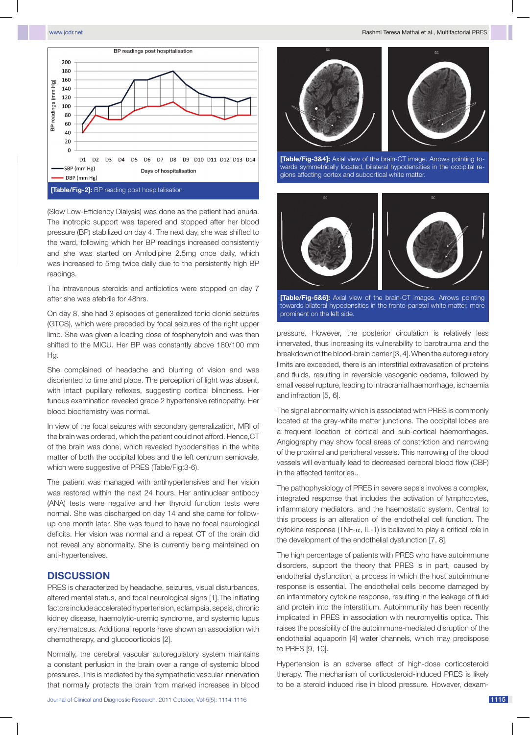[Table/Fig-2]: BP reading post hospitalisation

[Table/Fig-3&4]: Axial view of the brain-CT image. Arrows pointing towards symmetrically located, bilateral hypodensities in the occipital regions affecting cortex and subcortical white matter.

[Table/Fig-5&6]: Axial view of the brain-CT images. Arrows pointing towards bilateral hypodensities in the fronto-parietal white matter, more prominent on the left side.

(Slow Low-Efficiency Dialysis) was done as the patient had anuria. The inotropic support was tapered and stopped after her blood pressure (BP) stabilized on day 4. The next day, she was shifted to the ward, following which her BP readings increased consistently and she was started on Amlodipine 2.5mg once daily, which was increased to 5mg twice daily due to the persistently high BP readings.

The intravenous steroids and antibiotics were stopped on day 7 after she was afebrile for 48hrs.

On day 8, she had 3 episodes of generalized tonic clonic seizures (GTCS), which were preceded by focal seizures of the right upper limb. She was given a loading dose of fosphenytoin and was then shifted to the MICU. Her BP was constantly above 180/100 mm Hg.

She complained of headache and blurring of vision and was disoriented to time and place. The perception of light was absent, with intact pupillary reflexes, suggesting cortical blindness. Her fundus examination revealed grade 2 hypertensive retinopathy. Her blood biochemistry was normal.

In view of the focal seizures with secondary generalization, MRI of the brain was ordered, which the patient could not afford. Hence,CT of the brain was done, which revealed hypodensities in the white matter of both the occipital lobes and the left centrum semiovale, which were suggestive of PRES (Table/Fig:3-6).

The patient was managed with antihypertensives and her vision was restored within the next 24 hours. Her antinuclear antibody (ANA) tests were negative and her thyroid function tests were normal. She was discharged on day 14 and she came for follow-up one month later. She was found to have no focal neurological deficits. Her vision was normal and a repeat CT of the brain did not reveal any abnormality. She is currently being maintained on anti-hypertensives.

## DISCUSSION

PRES is characterized by headache, seizures, visual disturbances, altered mental status, and focal neurological signs [1].The initiating factors include accelerated hypertension, eclampsia, sepsis, chronic kidney disease, haemolytic-uremic syndrome, and systemic lupus erythematosus. Additional reports have shown an association with chemotherapy, and glucocorticoids [2].

Normally, the cerebral vascular autoregulatory system maintains a constant perfusion in the brain over a range of systemic blood pressures. This is mediated by the sympathetic vascular innervation that normally protects the brain from marked increases in blood pressure. However, the posterior circulation is relatively less innervated, thus increasing its vulnerability to barotrauma and the breakdown of the blood-brain barrier [3, 4]. When the autoregulatory limits are exceeded, there is an interstitial extravasation of proteins and fluids, resulting in reversible vasogenic oedema, followed by small vessel rupture, leading to intracranial haemorrhage, ischaemia and infraction [5, 6].

The signal abnormality which is associated with PRES is commonly located at the gray-white matter junctions. The occipital lobes are a frequent location of cortical and sub-cortical haemorrhages. Angiography may show focal areas of constriction and narrowing of the proximal and peripheral vessels. This narrowing of the blood vessels will eventually lead to decreased cerebral blood flow (CBF) in the affected territories..

The pathophysiology of PRES in severe sepsis involves a complex, integrated response that includes the activation of lymphocytes, inflammatory mediators, and the haemostatic system. Central to this process is an alteration of the endothelial cell function. The cytokine response (TNF-$\alpha$, IL-1) is believed to play a critical role in the development of the endothelial dysfunction [7, 8].

The high percentage of patients with PRES who have autoimmune disorders, support the theory that PRES is in part, caused by endothelial dysfunction, a process in which the host autoimmune response is essential. The endothelial cells become damaged by an inflammatory cytokine response, resulting in the leakage of fluid and protein into the interstitium. Autoimmunity has been recently implicated in PRES in association with neuromyelitis optica. This raises the possibility of the autoimmune-mediated disruption of the endothelial aquaporin [4] water channels, which may predispose to PRES [9, 10].

Hypertension is an adverse effect of high-dose corticosteroid therapy. The mechanism of corticosteroid-induced PRES is likely to be a steroid induced rise in blood pressure. However, dexam-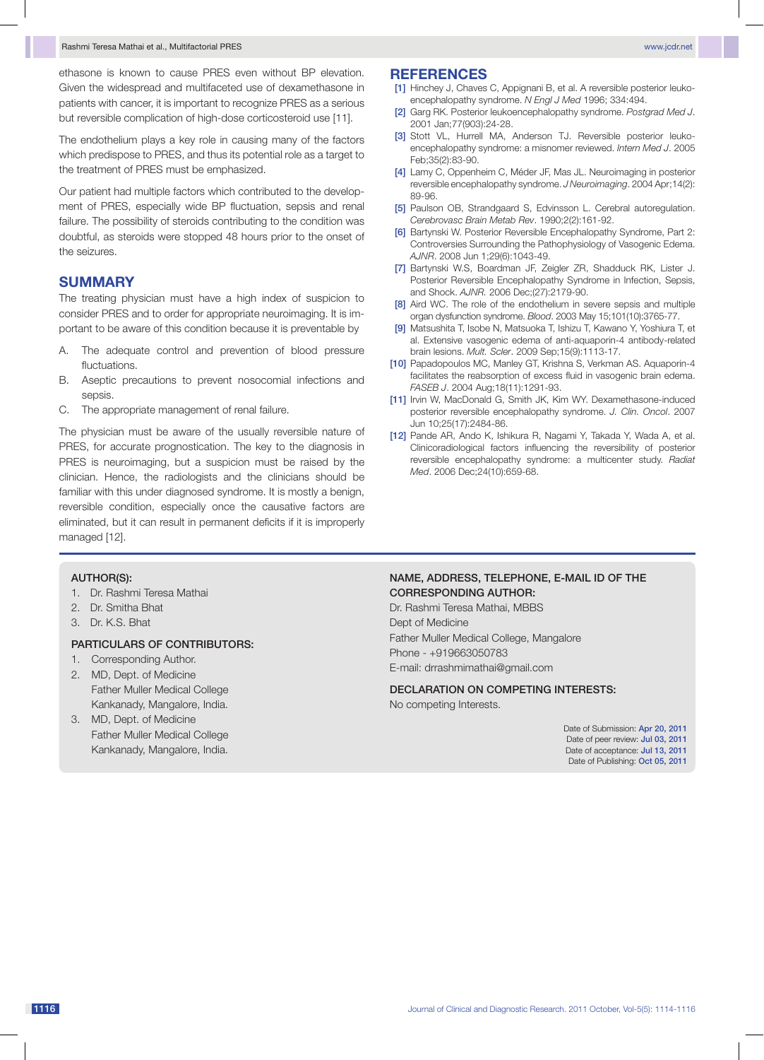ethasone is known to cause PRES even without BP elevation. Given the widespread and multifaceted use of dexamethasone in patients with cancer, it is important to recognize PRES as a serious but reversible complication of high-dose corticosteroid use [11].

The endothelium plays a key role in causing many of the factors which predispose to PRES, and thus its potential role as a target to the treatment of PRES must be emphasized.

Our patient had multiple factors which contributed to the development of PRES, especially wide BP fluctuation, sepsis and renal failure. The possibility of steroids contributing to the condition was doubtful, as steroids were stopped 48 hours prior to the onset of the seizures.

## SUMMARY

The treating physician must have a high index of suspicion to consider PRES and to order for appropriate neuroimaging. It is important to be aware of this condition because it is preventable by

A. The adequate control and prevention of blood pressure fluctuations.
B. Aseptic precautions to prevent nosocomial infections and sepsis.
C. The appropriate management of renal failure.

The physician must be aware of the usually reversible nature of PRES, for accurate prognostication. The key to the diagnosis in PRES is neuroimaging, but a suspicion must be raised by the clinician. Hence, the radiologists and the clinicians should be familiar with this under diagnosed syndrome. It is mostly a benign, reversible condition, especially once the causative factors are eliminated, but it can result in permanent deficits if it is improperly managed [12].

## REFERENCES

[1] Hinchey J, Chaves C, Appignani B, et al. A reversible posterior leukoencephalopathy syndrome. *N Engl J Med* 1996; 334:494.

[2] Garg RK. Posterior leukoencephalopathy syndrome. *Postgrad Med J*. 2001 Jan;77(903):24-28.

[3] Stott VL, Hurrell MA, Anderson TJ. Reversible posterior leukoencephalopathy syndrome: a misnomer reviewed. *Intern Med J*. 2005 Feb;35(2):83-90.

[4] Lamy C, Oppenheim C, Méder JF, Mas JL. Neuroimaging in posterior reversible encephalopathy syndrome. *J Neuroimaging*. 2004 Apr;14(2): 89-96.

[5] Paulson OB, Strandgaard S, Edvinsson L. Cerebral autoregulation. *Cerebrovasc Brain Metab Rev*. 1990;2(2):161-92.

[6] Bartynski W. Posterior Reversible Encephalopathy Syndrome, Part 2: Controversies Surrounding the Pathophysiology of Vasogenic Edema. *AJNR*. 2008 Jun 1;29(6):1043-49.

[7] Bartynski W.S, Boardman JF, Zeigler ZR, Shadduck RK, Lister J. Posterior Reversible Encephalopathy Syndrome in Infection, Sepsis, and Shock. *AJNR*. 2006 Dec;(27):2179-90.

[8] Aird WC. The role of the endothelium in severe sepsis and multiple organ dysfunction syndrome. *Blood*. 2003 May 15;101(10):3765-77.

[9] Matsushita T, Isobe N, Matsuoka T, Ishizu T, Kawano Y, Yoshiura T, et al. Extensive vasogenic edema of anti-aquaporin-4 antibody-related brain lesions. *Mult. Scler*. 2009 Sep;15(9):1113-17.

[10] Papadopoulos MC, Manley GT, Krishna S, Verkman AS. Aquaporin-4 facilitates the reabsorption of excess fluid in vasogenic brain edema. *FASEB J*. 2004 Aug;18(11):1291-93.

[11] Irvin W, MacDonald G, Smith JK, Kim WY. Dexamethasone-induced posterior reversible encephalopathy syndrome. *J. Clin. Oncol*. 2007 Jun 10;25(17):2484-86.

[12] Pande AR, Ando K, Ishikura R, Nagami Y, Takada Y, Wada A, et al. Clinicoradiological factors influencing the reversibility of posterior reversible encephalopathy syndrome: a multicenter study. *Radiat Med*. 2006 Dec;24(10):659-68.

**AUTHOR(S):**

1. Dr. Rashmi Teresa Mathai
2. Dr. Smitha Bhat
3. Dr. K.S. Bhat

**PARTICULARS OF CONTRIBUTORS:**

1. Corresponding Author.
2. MD, Dept. of Medicine
   Father Muller Medical College
   Kankanady, Mangalore, India.
3. MD, Dept. of Medicine
   Father Muller Medical College
   Kankanady, Mangalore, India.

**NAME, ADDRESS, TELEPHONE, E-MAIL ID OF THE CORRESPONDING AUTHOR:**

Dr. Rashmi Teresa Mathai, MBBS
Dept of Medicine
Father Muller Medical College, Mangalore
Phone - +919663050783
E-mail: drrashmimathai@gmail.com

**DECLARATION ON COMPETING INTERESTS:**

No competing Interests.

Date of Submission: Apr 20, 2011
Date of peer review: Jul 03, 2011
Date of acceptance: Jul 13, 2011
Date of Publishing: Oct 05, 2011